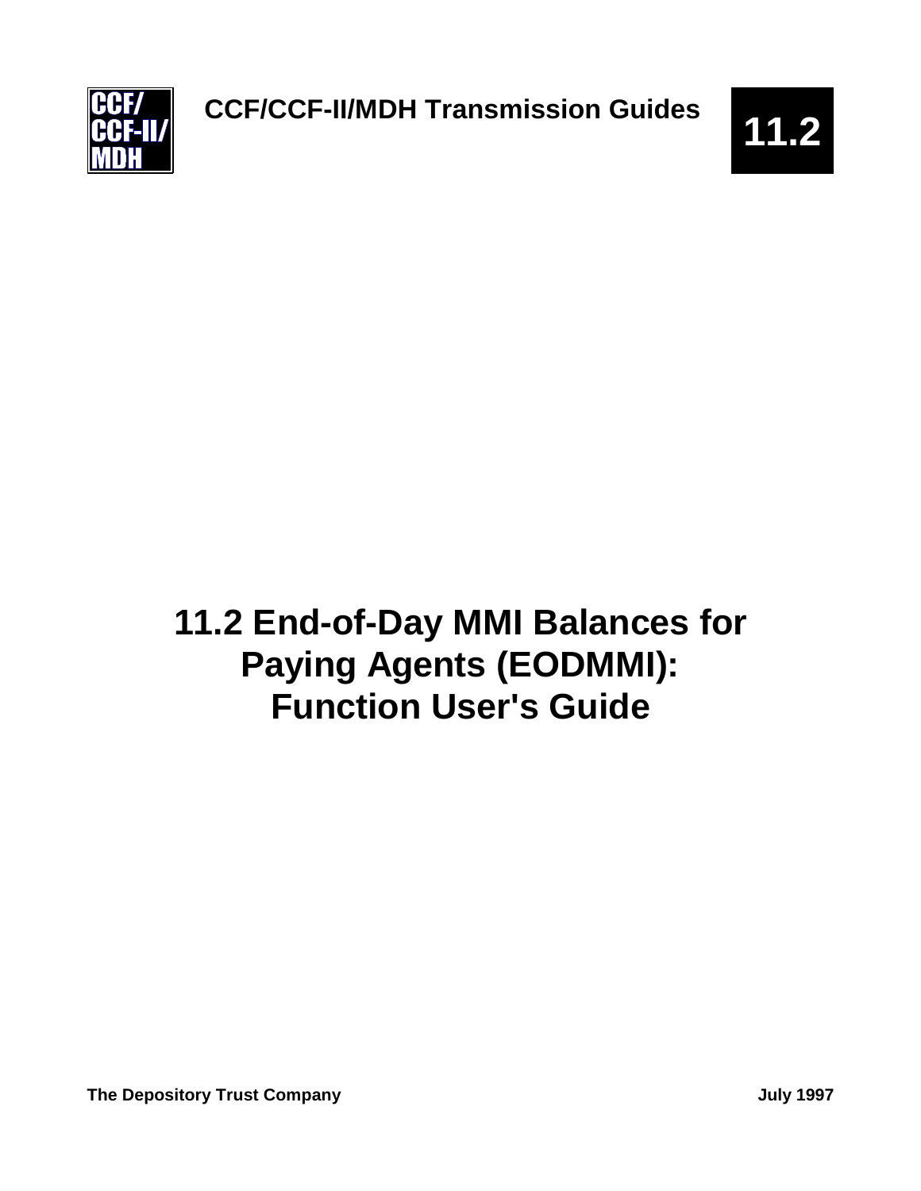CCF/ CCF-II/ MDH

CCF/CCF-II/MDH Transmission Guides

**11.2**

# 11.2 End-of-Day MMI Balances for Paying Agents (EODMMI): Function User's Guide

**The Depository Trust Company** **July 1997**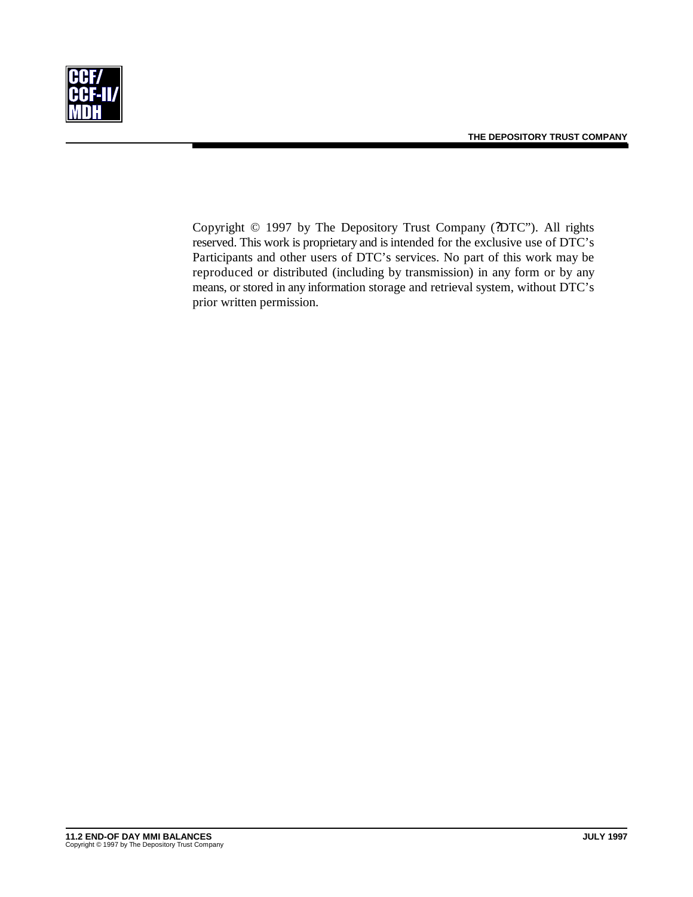Copyright © 1997 by The Depository Trust Company (?DTC"). All rights reserved. This work is proprietary and is intended for the exclusive use of DTC's Participants and other users of DTC's services. No part of this work may be reproduced or distributed (including by transmission) in any form or by any means, or stored in any information storage and retrieval system, without DTC's prior written permission.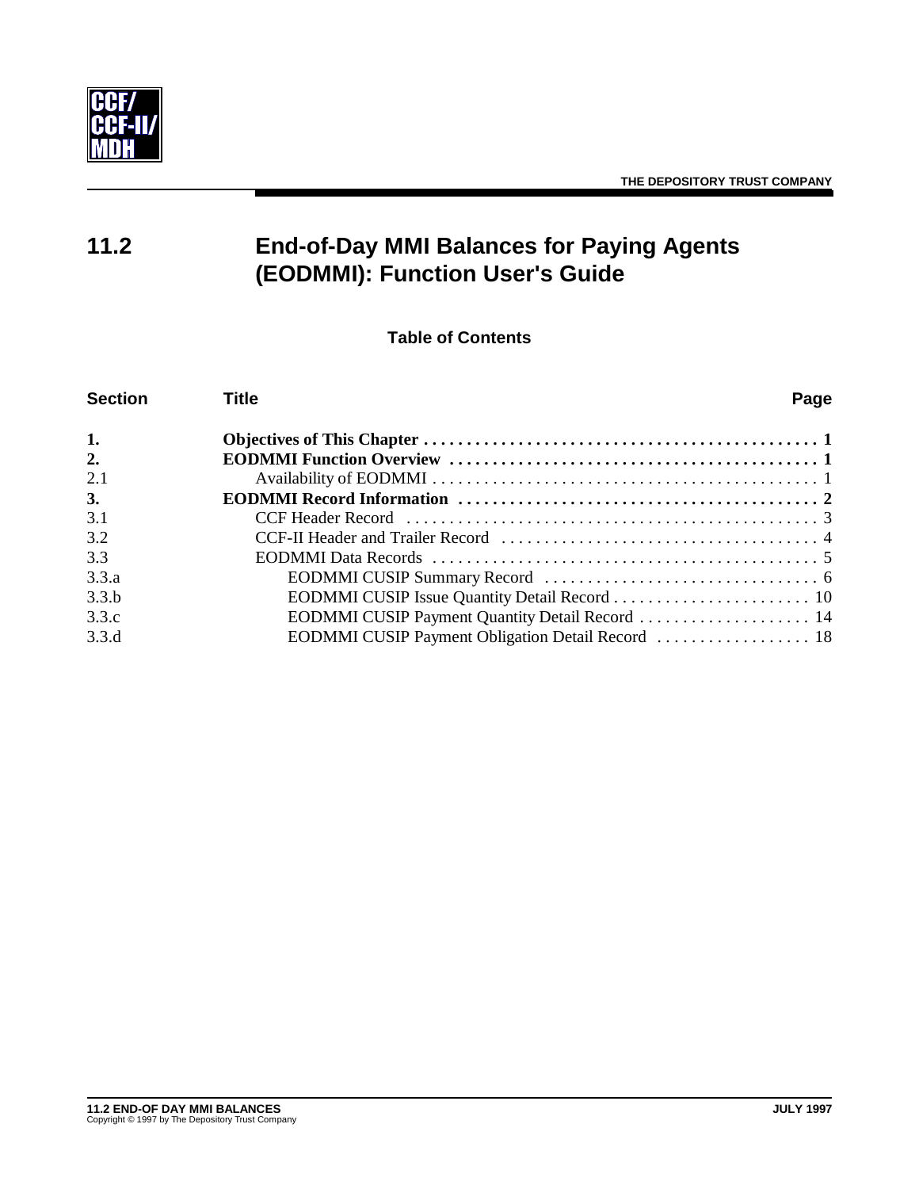# 11.2 End-of-Day MMI Balances for Paying Agents (EODMMI): Function User's Guide

## Table of Contents

| Section | Title | Page |
|---|---|---|
| **1.** | **Objectives of This Chapter** | **1** |
| **2.** | **EODMMI Function Overview** | **1** |
| 2.1 | Availability of EODMMI | 1 |
| **3.** | **EODMMI Record Information** | **2** |
| 3.1 | CCF Header Record | 3 |
| 3.2 | CCF-II Header and Trailer Record | 4 |
| 3.3 | EODMMI Data Records | 5 |
| 3.3.a | EODMMI CUSIP Summary Record | 6 |
| 3.3.b | EODMMI CUSIP Issue Quantity Detail Record | 10 |
| 3.3.c | EODMMI CUSIP Payment Quantity Detail Record | 14 |
| 3.3.d | EODMMI CUSIP Payment Obligation Detail Record | 18 |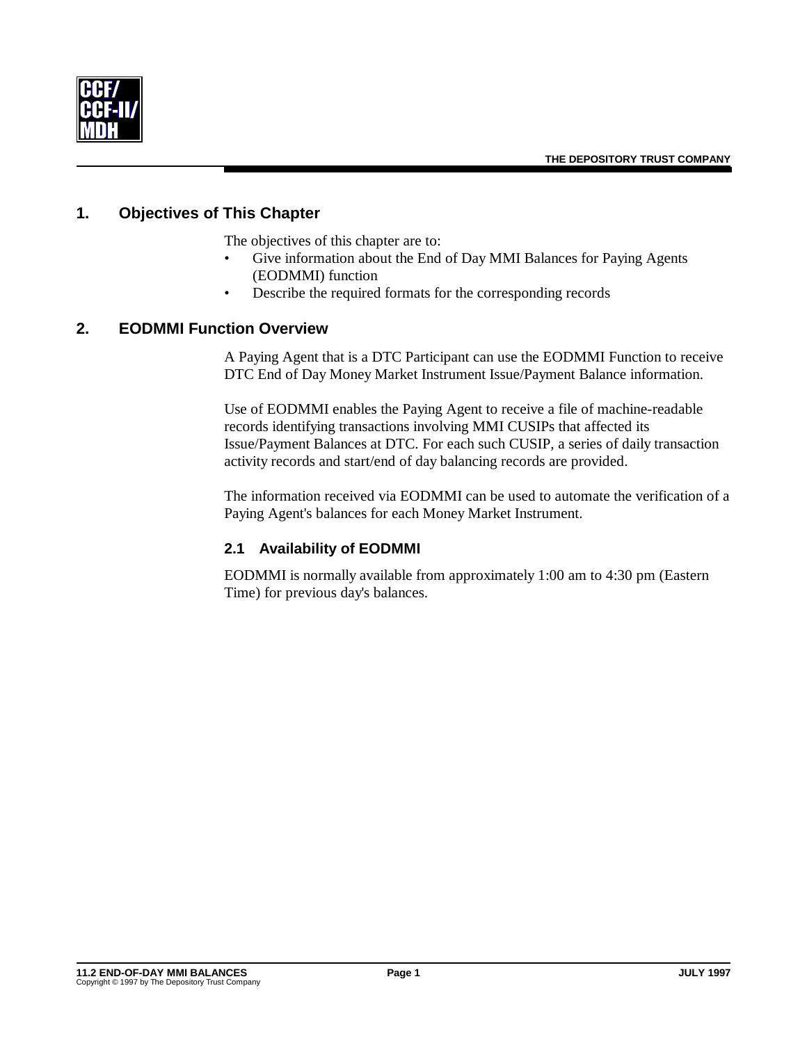## 1. Objectives of This Chapter

The objectives of this chapter are to:

- Give information about the End of Day MMI Balances for Paying Agents (EODMMI) function
- Describe the required formats for the corresponding records

## 2. EODMMI Function Overview

A Paying Agent that is a DTC Participant can use the EODMMI Function to receive DTC End of Day Money Market Instrument Issue/Payment Balance information.

Use of EODMMI enables the Paying Agent to receive a file of machine-readable records identifying transactions involving MMI CUSIPs that affected its Issue/Payment Balances at DTC. For each such CUSIP, a series of daily transaction activity records and start/end of day balancing records are provided.

The information received via EODMMI can be used to automate the verification of a Paying Agent's balances for each Money Market Instrument.

### 2.1 Availability of EODMMI

EODMMI is normally available from approximately 1:00 am to 4:30 pm (Eastern Time) for previous day's balances.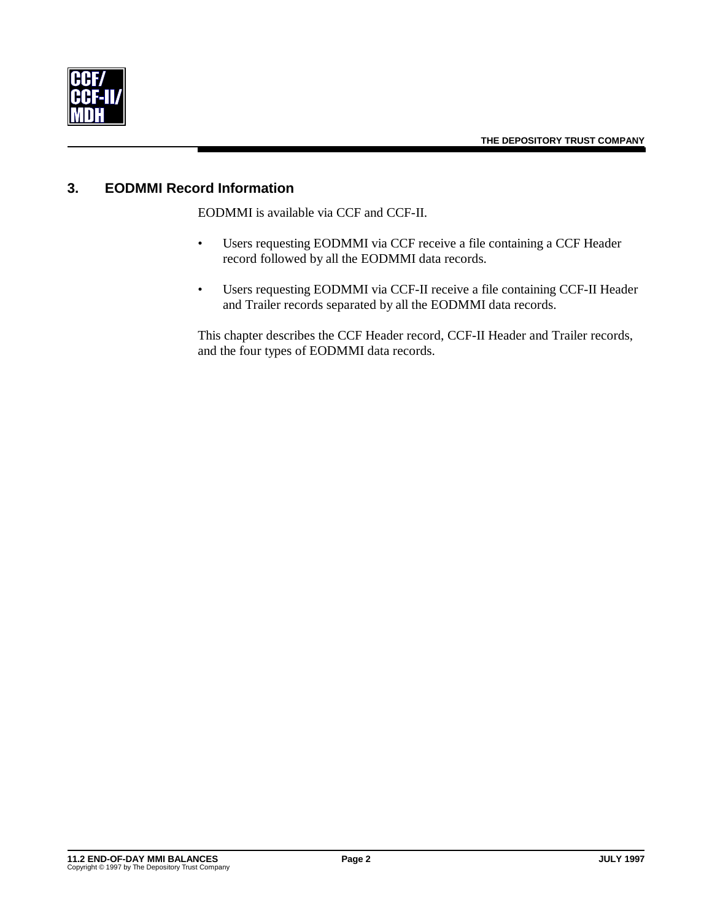## 3. EODMMI Record Information

EODMMI is available via CCF and CCF-II.

- Users requesting EODMMI via CCF receive a file containing a CCF Header record followed by all the EODMMI data records.
- Users requesting EODMMI via CCF-II receive a file containing CCF-II Header and Trailer records separated by all the EODMMI data records.

This chapter describes the CCF Header record, CCF-II Header and Trailer records, and the four types of EODMMI data records.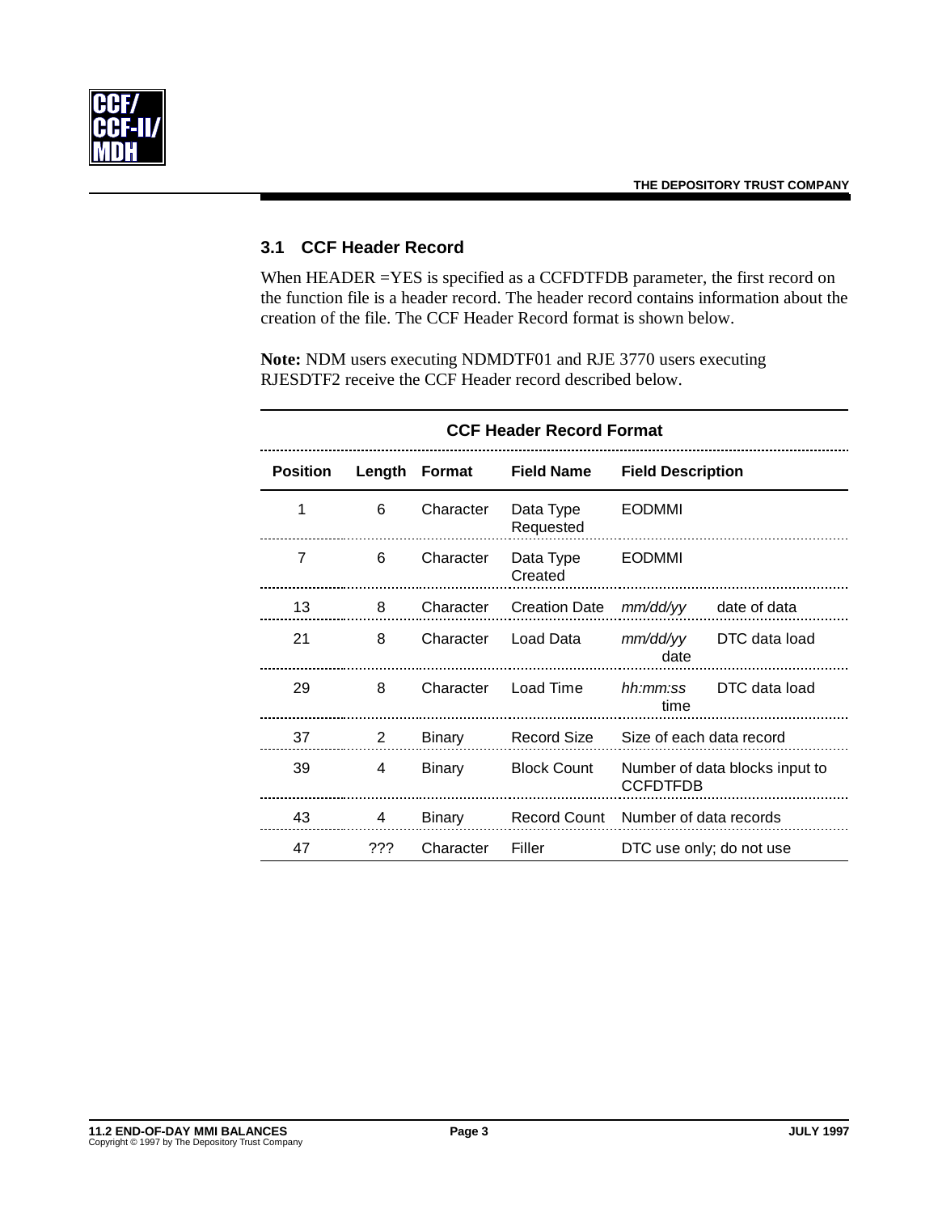### 3.1 CCF Header Record

When HEADER =YES is specified as a CCFDTFDB parameter, the first record on the function file is a header record. The header record contains information about the creation of the file. The CCF Header Record format is shown below.

**Note:** NDM users executing NDMDTF01 and RJE 3770 users executing RJESDTF2 receive the CCF Header record described below.

**CCF Header Record Format**

| Position | Length | Format | Field Name | Field Description |
|---|---|---|---|---|
| 1 | 6 | Character | Data Type Requested | EODMMI |
| 7 | 6 | Character | Data Type Created | EODMMI |
| 13 | 8 | Character | Creation Date | *mm/dd/yy* date of data |
| 21 | 8 | Character | Load Data | *mm/dd/yy* DTC data load date |
| 29 | 8 | Character | Load Time | *hh:mm:ss* DTC data load time |
| 37 | 2 | Binary | Record Size | Size of each data record |
| 39 | 4 | Binary | Block Count | Number of data blocks input to CCFDTFDB |
| 43 | 4 | Binary | Record Count | Number of data records |
| 47 | ??? | Character | Filler | DTC use only; do not use |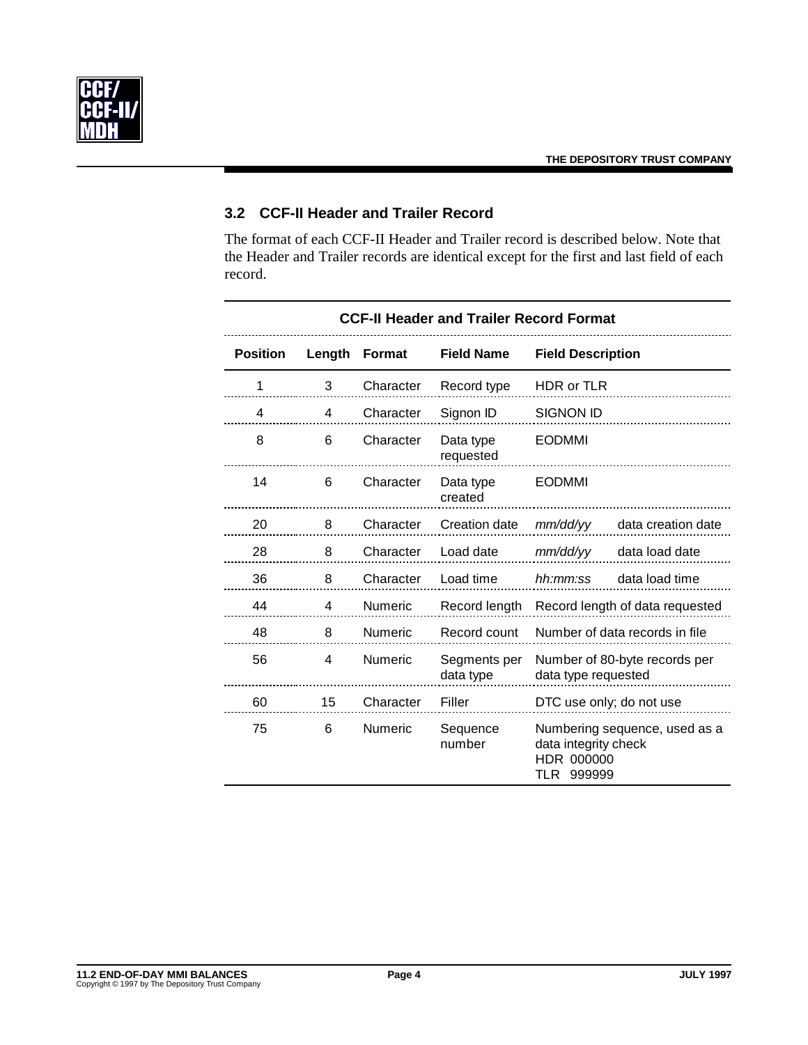## 3.2 CCF-II Header and Trailer Record

The format of each CCF-II Header and Trailer record is described below. Note that the Header and Trailer records are identical except for the first and last field of each record.

**CCF-II Header and Trailer Record Format**

| Position | Length | Format | Field Name | Field Description |
|---|---|---|---|---|
| 1 | 3 | Character | Record type | HDR or TLR |
| 4 | 4 | Character | Signon ID | SIGNON ID |
| 8 | 6 | Character | Data type requested | EODMMI |
| 14 | 6 | Character | Data type created | EODMMI |
| 20 | 8 | Character | Creation date | *mm/dd/yy* data creation date |
| 28 | 8 | Character | Load date | *mm/dd/yy* data load date |
| 36 | 8 | Character | Load time | *hh:mm:ss* data load time |
| 44 | 4 | Numeric | Record length | Record length of data requested |
| 48 | 8 | Numeric | Record count | Number of data records in file |
| 56 | 4 | Numeric | Segments per data type | Number of 80-byte records per data type requested |
| 60 | 15 | Character | Filler | DTC use only; do not use |
| 75 | 6 | Numeric | Sequence number | Numbering sequence, used as a data integrity check<br>HDR 000000<br>TLR 999999 |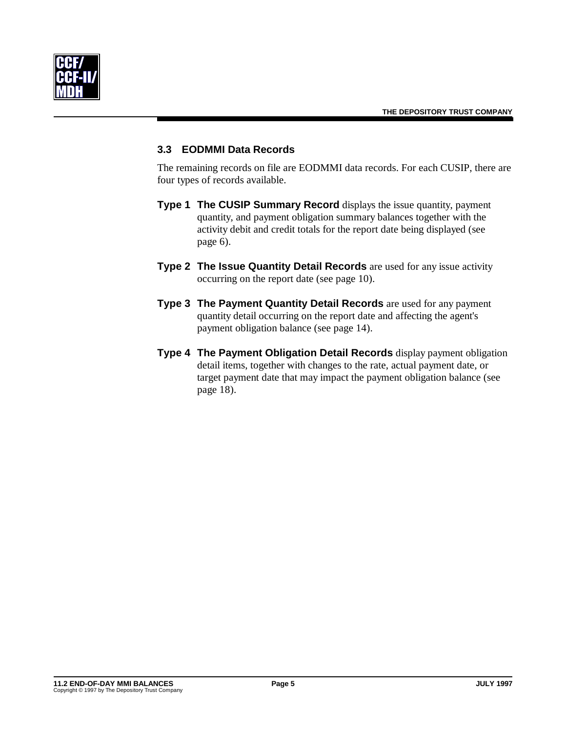### 3.3 EODMMI Data Records

The remaining records on file are EODMMI data records. For each CUSIP, there are four types of records available.

**Type 1** **The CUSIP Summary Record** displays the issue quantity, payment quantity, and payment obligation summary balances together with the activity debit and credit totals for the report date being displayed (see page 6).

**Type 2** **The Issue Quantity Detail Records** are used for any issue activity occurring on the report date (see page 10).

**Type 3** **The Payment Quantity Detail Records** are used for any payment quantity detail occurring on the report date and affecting the agent's payment obligation balance (see page 14).

**Type 4** **The Payment Obligation Detail Records** display payment obligation detail items, together with changes to the rate, actual payment date, or target payment date that may impact the payment obligation balance (see page 18).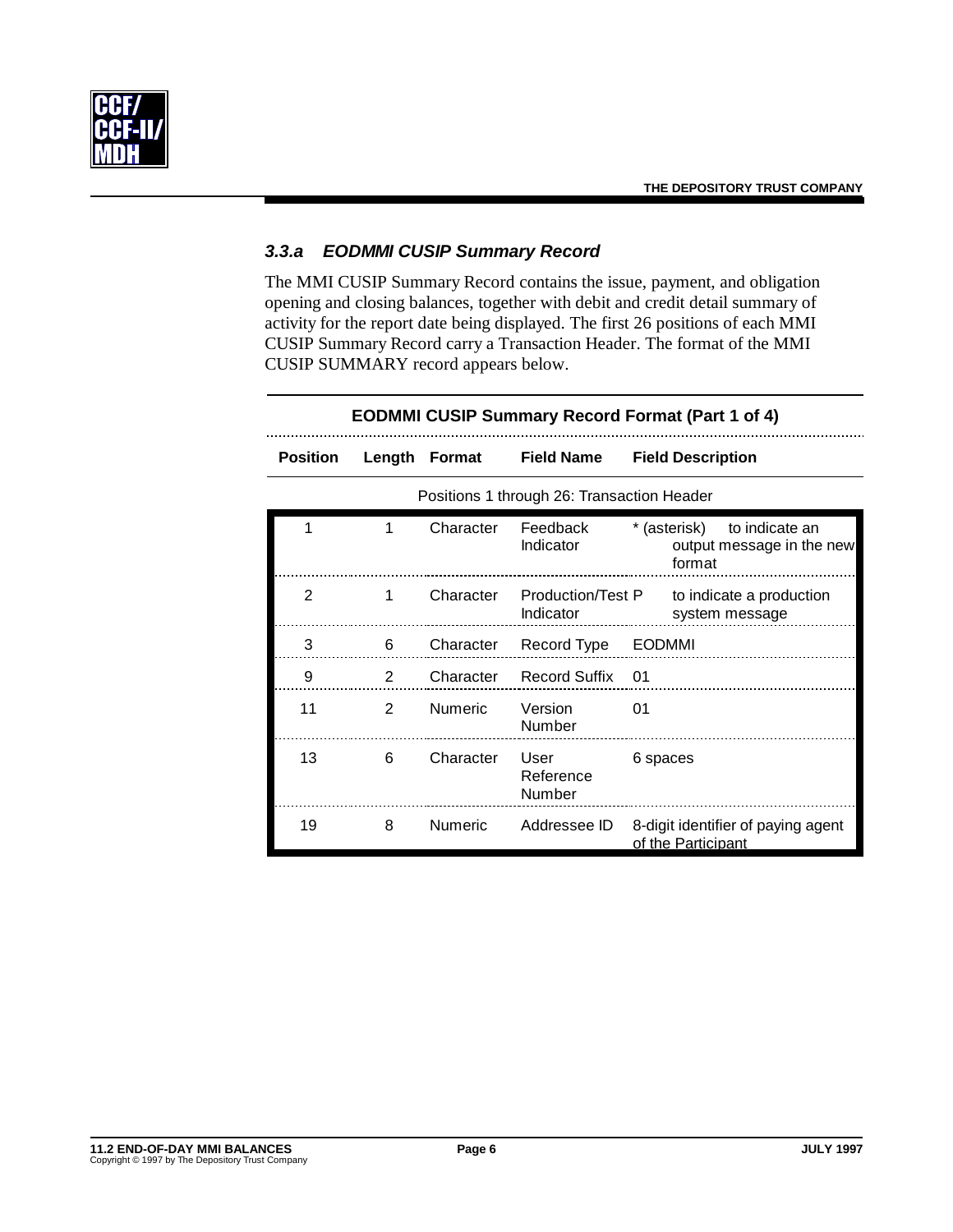### 3.3.a EODMMI CUSIP Summary Record

The MMI CUSIP Summary Record contains the issue, payment, and obligation opening and closing balances, together with debit and credit detail summary of activity for the report date being displayed. The first 26 positions of each MMI CUSIP Summary Record carry a Transaction Header. The format of the MMI CUSIP SUMMARY record appears below.

**EODMMI CUSIP Summary Record Format (Part 1 of 4)**

| Position | Length | Format | Field Name | Field Description |
|---|---|---|---|---|
| Positions 1 through 26: Transaction Header | | | | |
| 1 | 1 | Character | Feedback Indicator | * (asterisk) to indicate an output message in the new format |
| 2 | 1 | Character | Production/Test Indicator | P to indicate a production system message |
| 3 | 6 | Character | Record Type | EODMMI |
| 9 | 2 | Character | Record Suffix | 01 |
| 11 | 2 | Numeric | Version Number | 01 |
| 13 | 6 | Character | User Reference Number | 6 spaces |
| 19 | 8 | Numeric | Addressee ID | 8-digit identifier of paying agent of the Participant |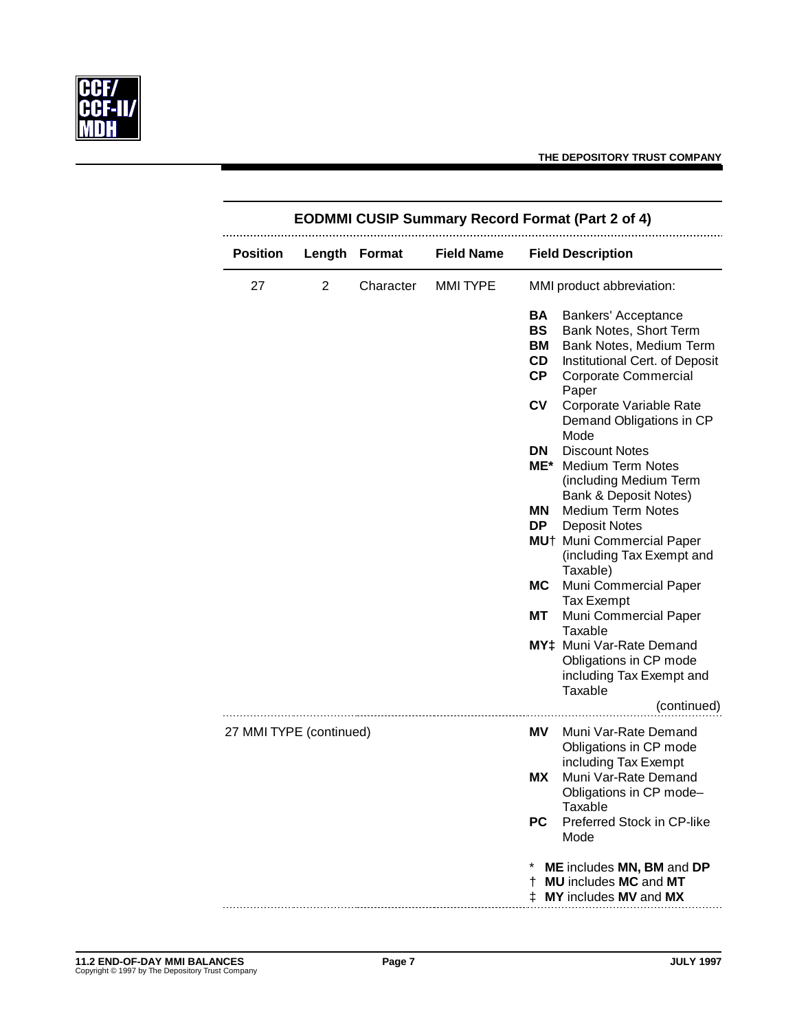## EODMMI CUSIP Summary Record Format (Part 2 of 4)

| Position | Length | Format | Field Name | Field Description |
|---|---|---|---|---|
| 27 | 2 | Character | MMI TYPE | MMI product abbreviation:<br><br>**BA** Bankers' Acceptance<br>**BS** Bank Notes, Short Term<br>**BM** Bank Notes, Medium Term<br>**CD** Institutional Cert. of Deposit<br>**CP** Corporate Commercial Paper<br>**CV** Corporate Variable Rate Demand Obligations in CP Mode<br>**DN** Discount Notes<br>**ME*** Medium Term Notes (including Medium Term Bank & Deposit Notes)<br>**MN** Medium Term Notes<br>**DP** Deposit Notes<br>**MU†** Muni Commercial Paper (including Tax Exempt and Taxable)<br>**MC** Muni Commercial Paper Tax Exempt<br>**MT** Muni Commercial Paper Taxable<br>**MY‡** Muni Var-Rate Demand Obligations in CP mode including Tax Exempt and Taxable<br><br>(continued) |
| 27 MMI TYPE (continued) | | | | **MV** Muni Var-Rate Demand Obligations in CP mode including Tax Exempt<br>**MX** Muni Var-Rate Demand Obligations in CP mode–Taxable<br>**PC** Preferred Stock in CP-like Mode<br><br>* **ME** includes **MN, BM** and **DP**<br>† **MU** includes **MC** and **MT**<br>‡ **MY** includes **MV** and **MX** |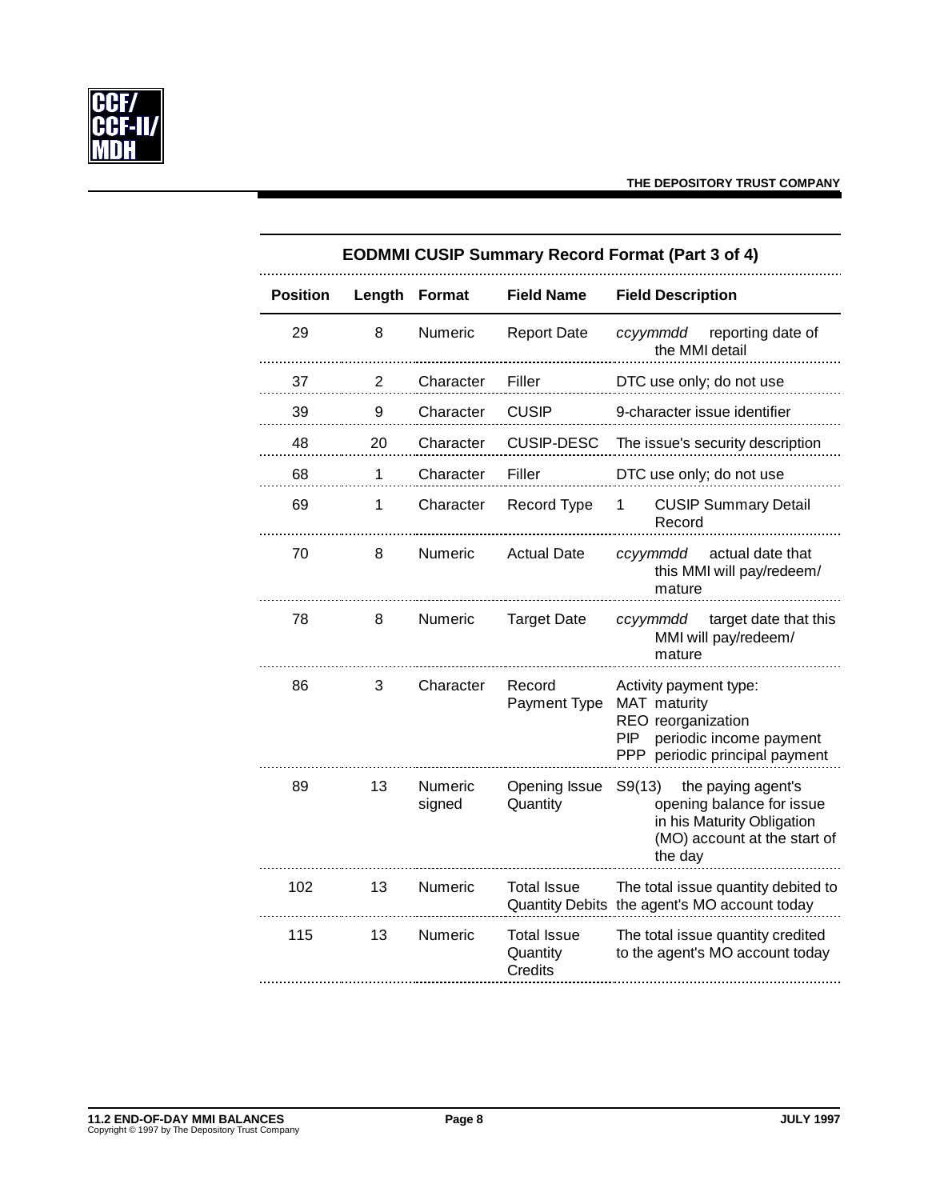## EODMMI CUSIP Summary Record Format (Part 3 of 4)

| Position | Length | Format | Field Name | Field Description |
|---|---|---|---|---|
| 29 | 8 | Numeric | Report Date | *ccyymmdd* reporting date of the MMI detail |
| 37 | 2 | Character | Filler | DTC use only; do not use |
| 39 | 9 | Character | CUSIP | 9-character issue identifier |
| 48 | 20 | Character | CUSIP-DESC | The issue's security description |
| 68 | 1 | Character | Filler | DTC use only; do not use |
| 69 | 1 | Character | Record Type | 1 CUSIP Summary Detail Record |
| 70 | 8 | Numeric | Actual Date | *ccyymmdd* actual date that this MMI will pay/redeem/ mature |
| 78 | 8 | Numeric | Target Date | *ccyymmdd* target date that this MMI will pay/redeem/ mature |
| 86 | 3 | Character | Record Payment Type | Activity payment type:<br>MAT maturity<br>REO reorganization<br>PIP periodic income payment<br>PPP periodic principal payment |
| 89 | 13 | Numeric signed | Opening Issue Quantity | S9(13) the paying agent's opening balance for issue in his Maturity Obligation (MO) account at the start of the day |
| 102 | 13 | Numeric | Total Issue Quantity Debits | The total issue quantity debited to the agent's MO account today |
| 115 | 13 | Numeric | Total Issue Quantity Credits | The total issue quantity credited to the agent's MO account today |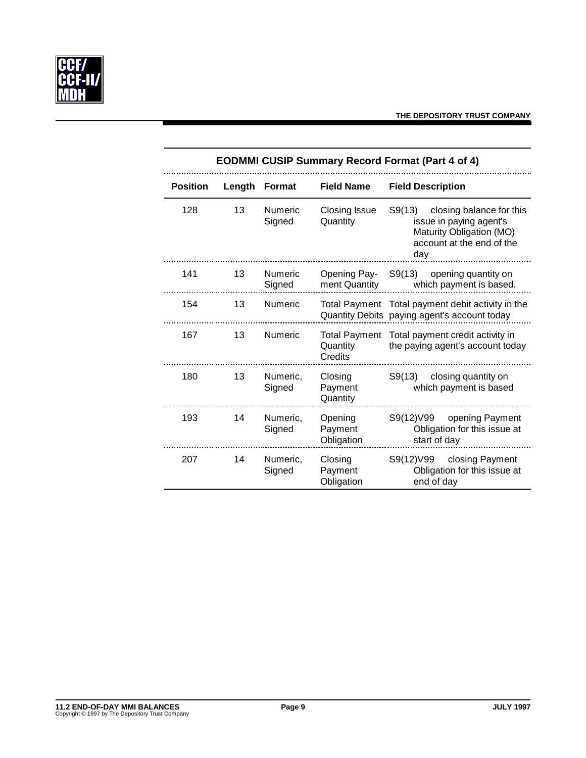### EODMMI CUSIP Summary Record Format (Part 4 of 4)

| Position | Length | Format | Field Name | Field Description |
|---|---|---|---|---|
| 128 | 13 | Numeric Signed | Closing Issue Quantity | S9(13) closing balance for this issue in paying agent's Maturity Obligation (MO) account at the end of the day |
| 141 | 13 | Numeric Signed | Opening Payment Quantity | S9(13) opening quantity on which payment is based. |
| 154 | 13 | Numeric | Total Payment Quantity Debits | Total payment debit activity in the paying agent's account today |
| 167 | 13 | Numeric | Total Payment Quantity Credits | Total payment credit activity in the paying agent's account today |
| 180 | 13 | Numeric, Signed | Closing Payment Quantity | S9(13) closing quantity on which payment is based |
| 193 | 14 | Numeric, Signed | Opening Payment Obligation | S9(12)V99 opening Payment Obligation for this issue at start of day |
| 207 | 14 | Numeric, Signed | Closing Payment Obligation | S9(12)V99 closing Payment Obligation for this issue at end of day |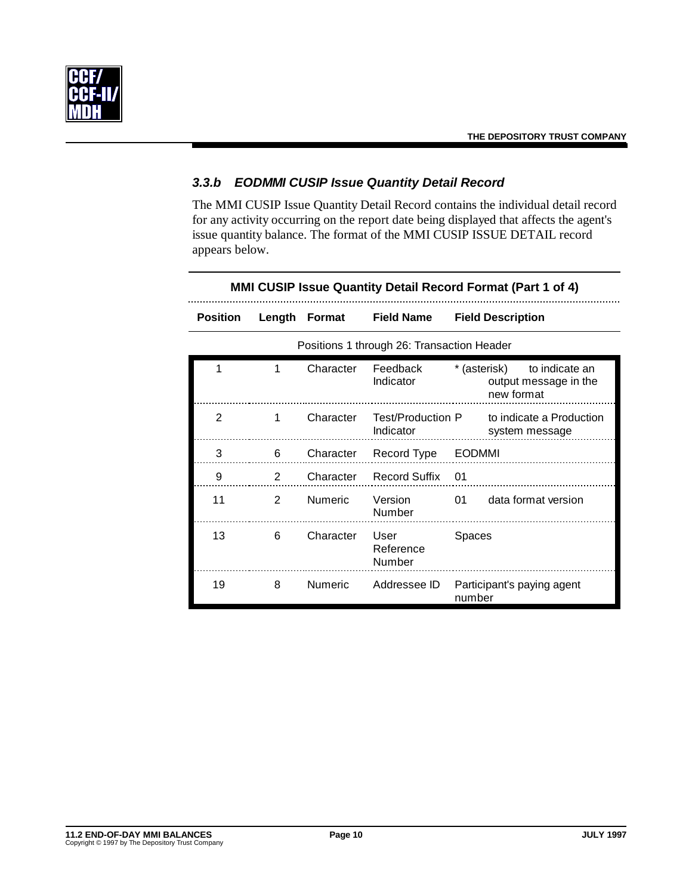### 3.3.b EODMMI CUSIP Issue Quantity Detail Record

The MMI CUSIP Issue Quantity Detail Record contains the individual detail record for any activity occurring on the report date being displayed that affects the agent's issue quantity balance. The format of the MMI CUSIP ISSUE DETAIL record appears below.

**MMI CUSIP Issue Quantity Detail Record Format (Part 1 of 4)**

| Position | Length | Format | Field Name | Field Description |
|---|---|---|---|---|
| Positions 1 through 26: Transaction Header | | | | |
| 1 | 1 | Character | Feedback Indicator | * (asterisk) to indicate an output message in the new format |
| 2 | 1 | Character | Test/Production Indicator | P to indicate a Production system message |
| 3 | 6 | Character | Record Type | EODMMI |
| 9 | 2 | Character | Record Suffix | 01 |
| 11 | 2 | Numeric | Version Number | 01 data format version |
| 13 | 6 | Character | User Reference Number | Spaces |
| 19 | 8 | Numeric | Addressee ID | Participant's paying agent number |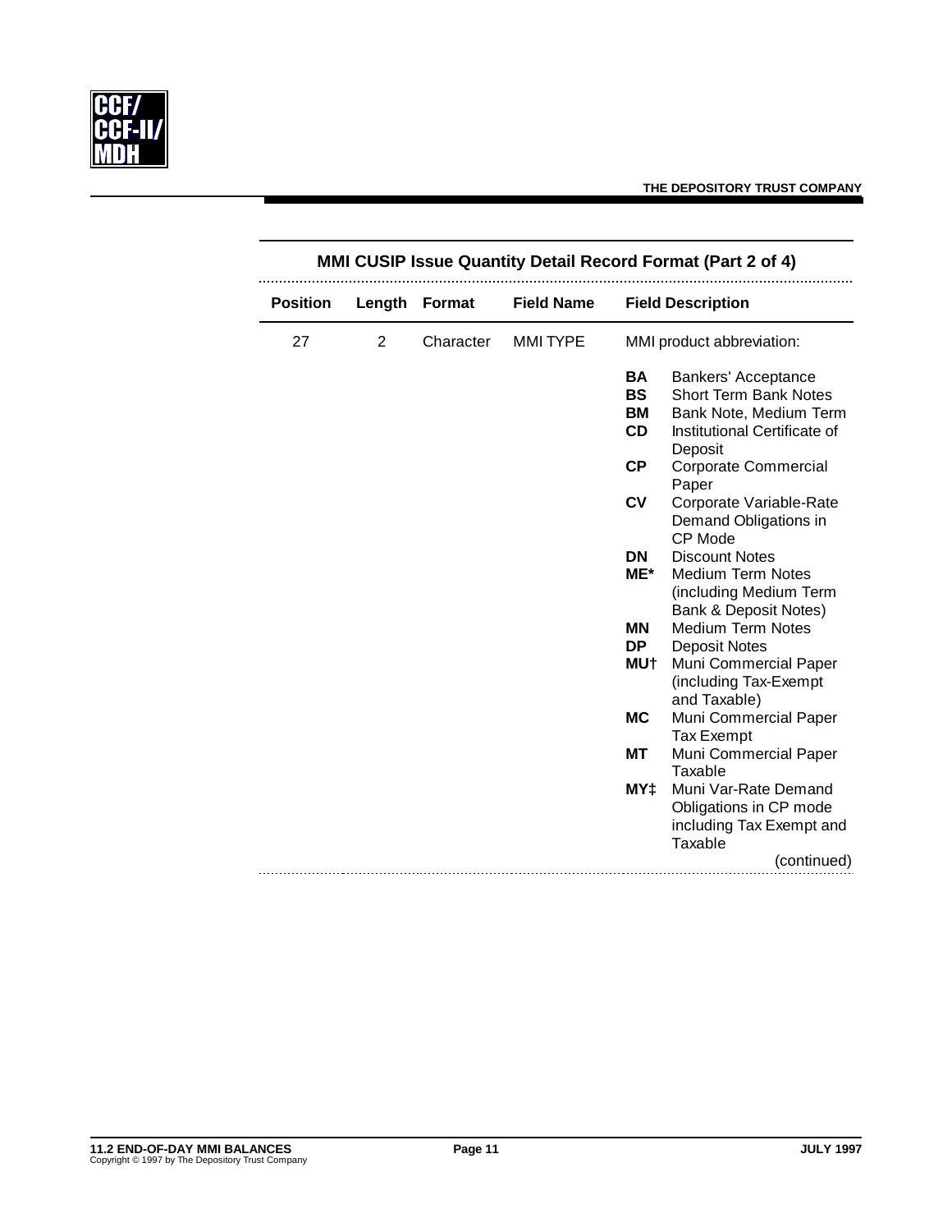## MMI CUSIP Issue Quantity Detail Record Format (Part 2 of 4)

| Position | Length | Format | Field Name | Field Description |
|---|---|---|---|---|
| 27 | 2 | Character | MMI TYPE | MMI product abbreviation:<br><br>**BA** Bankers' Acceptance<br>**BS** Short Term Bank Notes<br>**BM** Bank Note, Medium Term<br>**CD** Institutional Certificate of Deposit<br>**CP** Corporate Commercial Paper<br>**CV** Corporate Variable-Rate Demand Obligations in CP Mode<br>**DN** Discount Notes<br>**ME*** Medium Term Notes (including Medium Term Bank & Deposit Notes)<br>**MN** Medium Term Notes<br>**DP** Deposit Notes<br>**MU†** Muni Commercial Paper (including Tax-Exempt and Taxable)<br>**MC** Muni Commercial Paper Tax Exempt<br>**MT** Muni Commercial Paper Taxable<br>**MY‡** Muni Var-Rate Demand Obligations in CP mode including Tax Exempt and Taxable<br><br>(continued) |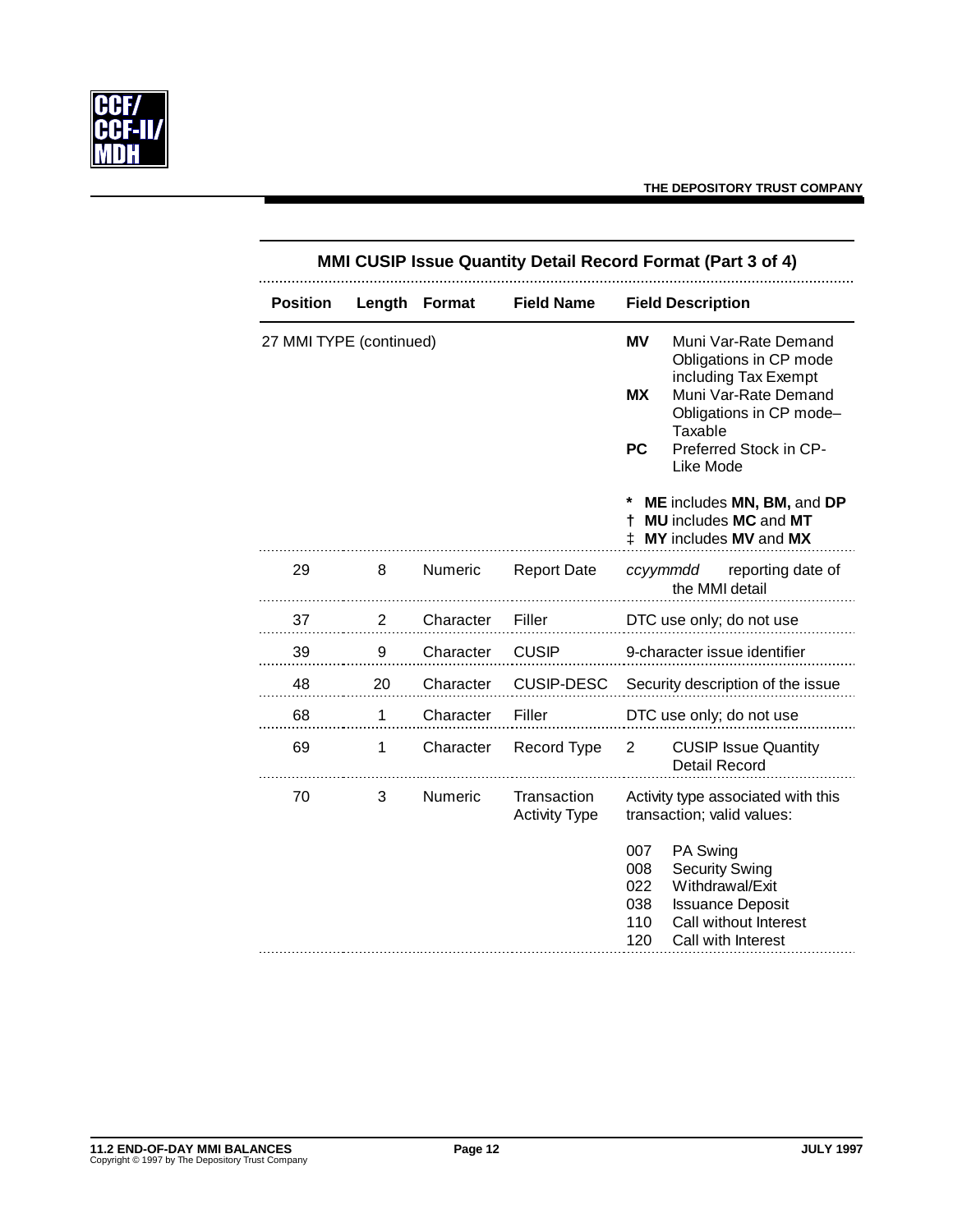## MMI CUSIP Issue Quantity Detail Record Format (Part 3 of 4)

| Position | Length | Format | Field Name | Field Description |
|---|---|---|---|---|
| 27 MMI TYPE (continued) | | | | **MV** Muni Var-Rate Demand Obligations in CP mode including Tax Exempt<br>**MX** Muni Var-Rate Demand Obligations in CP mode–Taxable<br>**PC** Preferred Stock in CP-Like Mode<br><br>* **ME** includes **MN, BM,** and **DP**<br>† **MU** includes **MC** and **MT**<br>‡ **MY** includes **MV** and **MX** |
| 29 | 8 | Numeric | Report Date | *ccyymmdd* reporting date of the MMI detail |
| 37 | 2 | Character | Filler | DTC use only; do not use |
| 39 | 9 | Character | CUSIP | 9-character issue identifier |
| 48 | 20 | Character | CUSIP-DESC | Security description of the issue |
| 68 | 1 | Character | Filler | DTC use only; do not use |
| 69 | 1 | Character | Record Type | 2 CUSIP Issue Quantity Detail Record |
| 70 | 3 | Numeric | Transaction Activity Type | Activity type associated with this transaction; valid values:<br><br>007 PA Swing<br>008 Security Swing<br>022 Withdrawal/Exit<br>038 Issuance Deposit<br>110 Call without Interest<br>120 Call with Interest |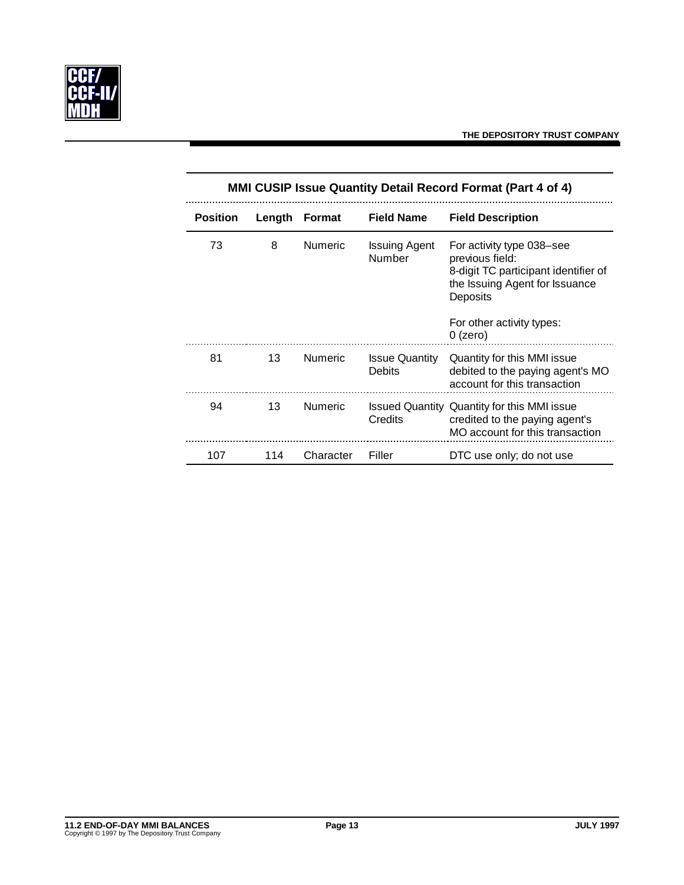## MMI CUSIP Issue Quantity Detail Record Format (Part 4 of 4)

| Position | Length | Format | Field Name | Field Description |
|---|---|---|---|---|
| 73 | 8 | Numeric | Issuing Agent Number | For activity type 038–see previous field: 8-digit TC participant identifier of the Issuing Agent for Issuance Deposits<br><br>For other activity types: 0 (zero) |
| 81 | 13 | Numeric | Issue Quantity Debits | Quantity for this MMI issue debited to the paying agent's MO account for this transaction |
| 94 | 13 | Numeric | Issued Quantity Credits | Quantity for this MMI issue credited to the paying agent's MO account for this transaction |
| 107 | 114 | Character | Filler | DTC use only; do not use |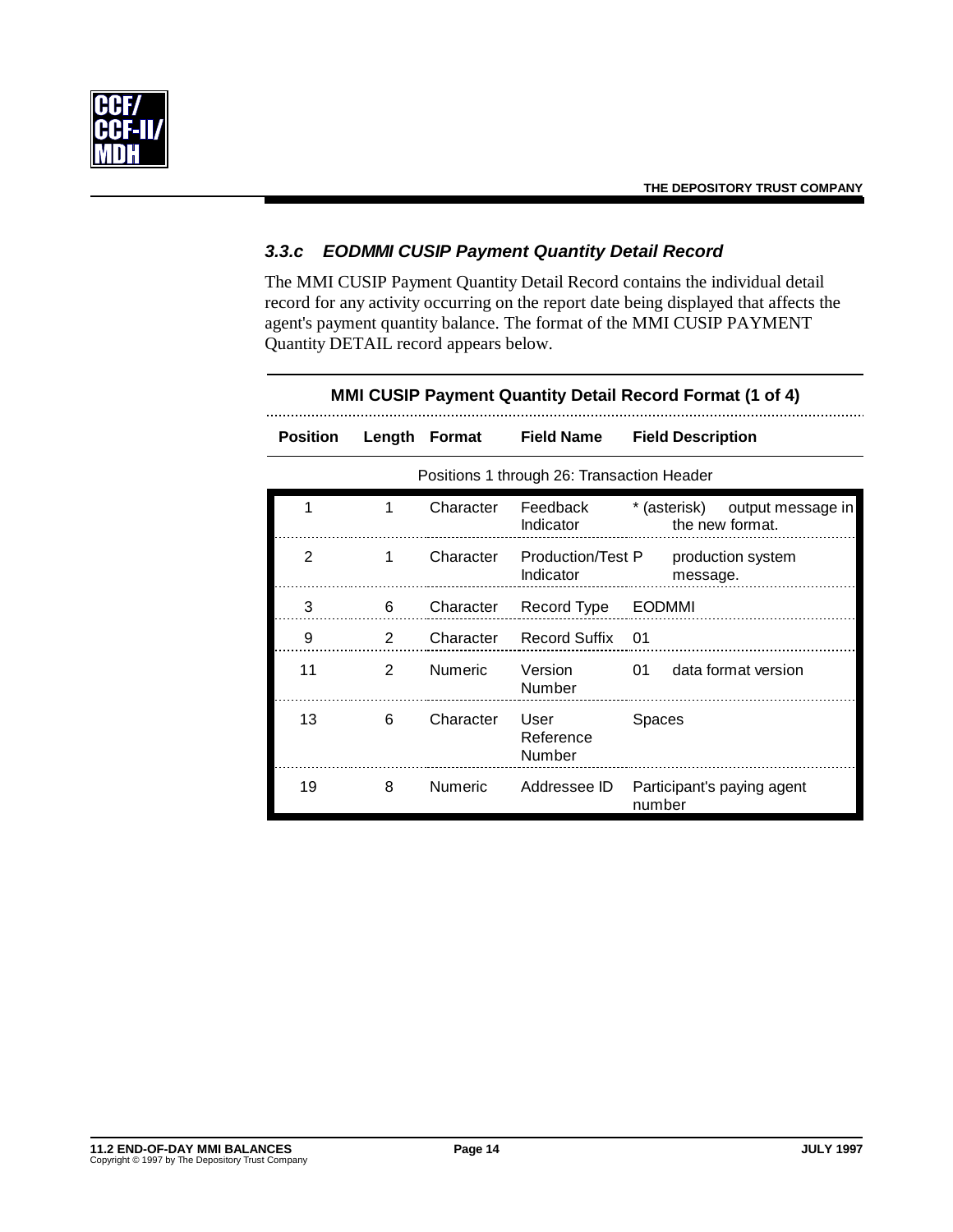### *3.3.c EODMMI CUSIP Payment Quantity Detail Record*

The MMI CUSIP Payment Quantity Detail Record contains the individual detail record for any activity occurring on the report date being displayed that affects the agent's payment quantity balance. The format of the MMI CUSIP PAYMENT Quantity DETAIL record appears below.

**MMI CUSIP Payment Quantity Detail Record Format (1 of 4)**

| Position | Length | Format | Field Name | Field Description |
|---|---|---|---|---|
| Positions 1 through 26: Transaction Header | | | | |
| 1 | 1 | Character | Feedback Indicator | * (asterisk) output message in the new format. |
| 2 | 1 | Character | Production/Test Indicator | P production system message. |
| 3 | 6 | Character | Record Type | EODMMI |
| 9 | 2 | Character | Record Suffix | 01 |
| 11 | 2 | Numeric | Version Number | 01 data format version |
| 13 | 6 | Character | User Reference Number | Spaces |
| 19 | 8 | Numeric | Addressee ID | Participant's paying agent number |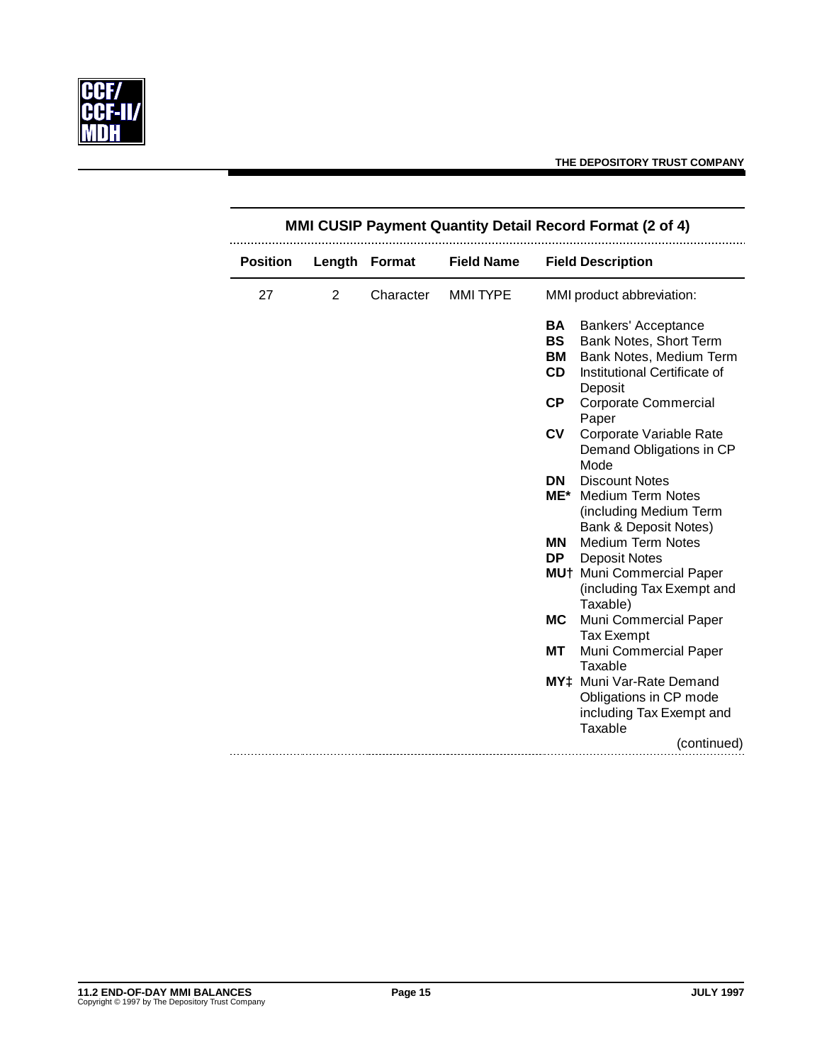## MMI CUSIP Payment Quantity Detail Record Format (2 of 4)

| Position | Length | Format | Field Name | Field Description |
|---|---|---|---|---|
| 27 | 2 | Character | MMI TYPE | MMI product abbreviation:<br><br>**BA** Bankers' Acceptance<br>**BS** Bank Notes, Short Term<br>**BM** Bank Notes, Medium Term<br>**CD** Institutional Certificate of Deposit<br>**CP** Corporate Commercial Paper<br>**CV** Corporate Variable Rate Demand Obligations in CP Mode<br>**DN** Discount Notes<br>**ME*** Medium Term Notes (including Medium Term Bank & Deposit Notes)<br>**MN** Medium Term Notes<br>**DP** Deposit Notes<br>**MU†** Muni Commercial Paper (including Tax Exempt and Taxable)<br>**MC** Muni Commercial Paper Tax Exempt<br>**MT** Muni Commercial Paper Taxable<br>**MY‡** Muni Var-Rate Demand Obligations in CP mode including Tax Exempt and Taxable |

(continued)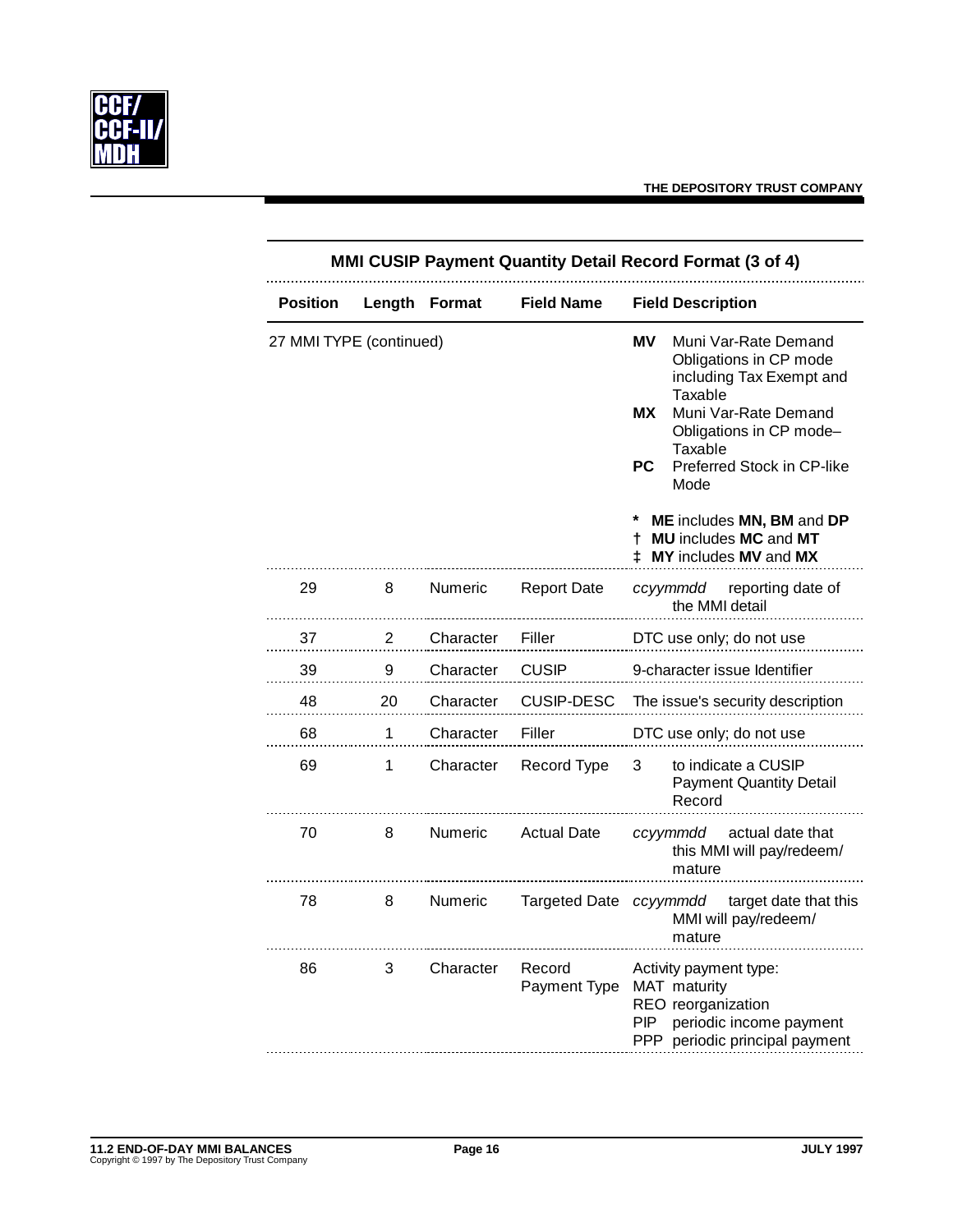## MMI CUSIP Payment Quantity Detail Record Format (3 of 4)

| Position | Length | Format | Field Name | Field Description |
|---|---|---|---|---|
| 27 MMI TYPE (continued) | | | | **MV** Muni Var-Rate Demand Obligations in CP mode including Tax Exempt and Taxable<br>**MX** Muni Var-Rate Demand Obligations in CP mode–Taxable<br>**PC** Preferred Stock in CP-like Mode<br><br>* **ME** includes **MN, BM** and **DP**<br>† **MU** includes **MC** and **MT**<br>‡ **MY** includes **MV** and **MX** |
| 29 | 8 | Numeric | Report Date | *ccyymmdd* reporting date of the MMI detail |
| 37 | 2 | Character | Filler | DTC use only; do not use |
| 39 | 9 | Character | CUSIP | 9-character issue Identifier |
| 48 | 20 | Character | CUSIP-DESC | The issue's security description |
| 68 | 1 | Character | Filler | DTC use only; do not use |
| 69 | 1 | Character | Record Type | 3 to indicate a CUSIP Payment Quantity Detail Record |
| 70 | 8 | Numeric | Actual Date | *ccyymmdd* actual date that this MMI will pay/redeem/ mature |
| 78 | 8 | Numeric | Targeted Date | *ccyymmdd* target date that this MMI will pay/redeem/ mature |
| 86 | 3 | Character | Record Payment Type | Activity payment type:<br>MAT maturity<br>REO reorganization<br>PIP periodic income payment<br>PPP periodic principal payment |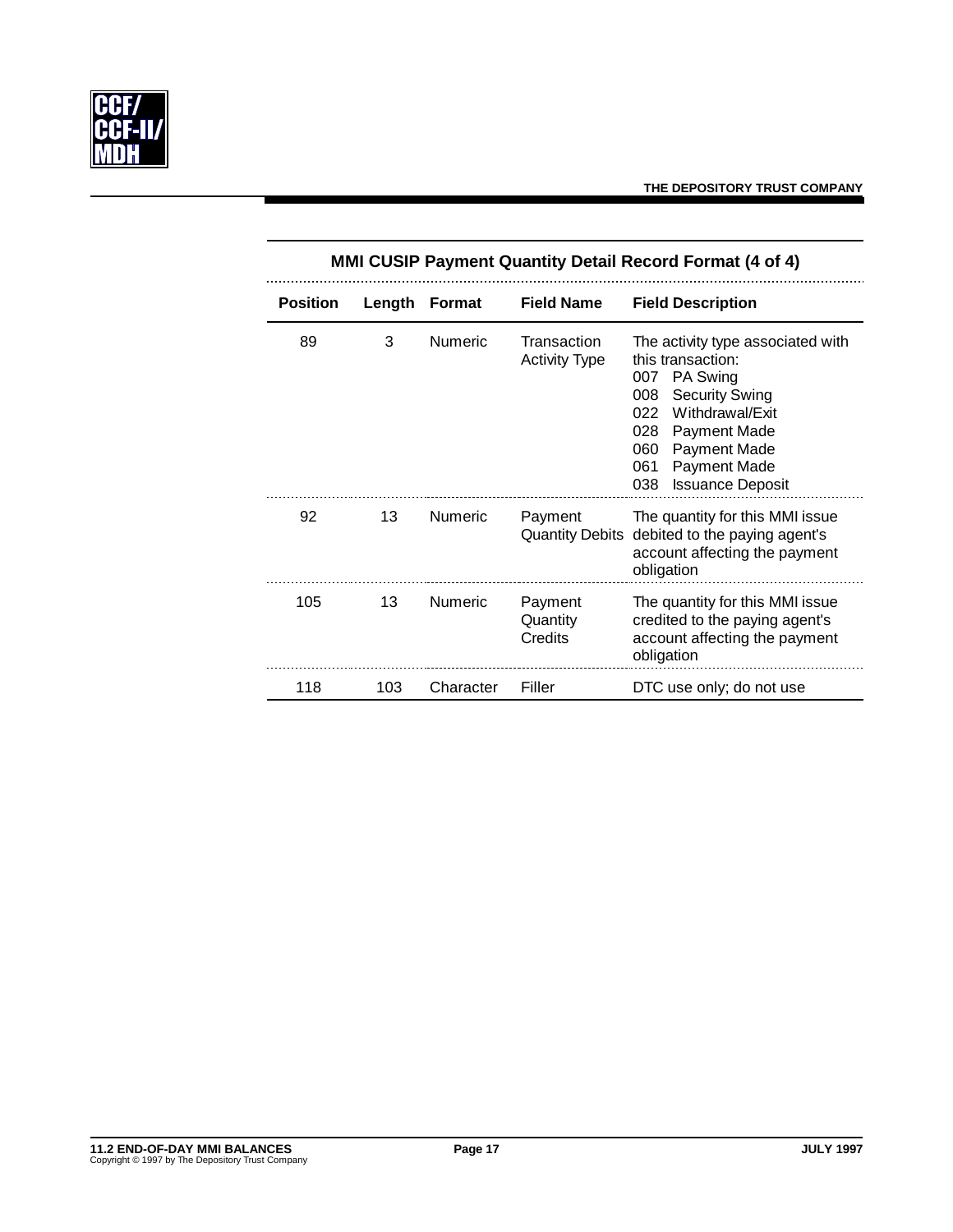## MMI CUSIP Payment Quantity Detail Record Format (4 of 4)

| Position | Length | Format | Field Name | Field Description |
|---|---|---|---|---|
| 89 | 3 | Numeric | Transaction Activity Type | The activity type associated with this transaction:<br>007 PA Swing<br>008 Security Swing<br>022 Withdrawal/Exit<br>028 Payment Made<br>060 Payment Made<br>061 Payment Made<br>038 Issuance Deposit |
| 92 | 13 | Numeric | Payment Quantity Debits | The quantity for this MMI issue debited to the paying agent's account affecting the payment obligation |
| 105 | 13 | Numeric | Payment Quantity Credits | The quantity for this MMI issue credited to the paying agent's account affecting the payment obligation |
| 118 | 103 | Character | Filler | DTC use only; do not use |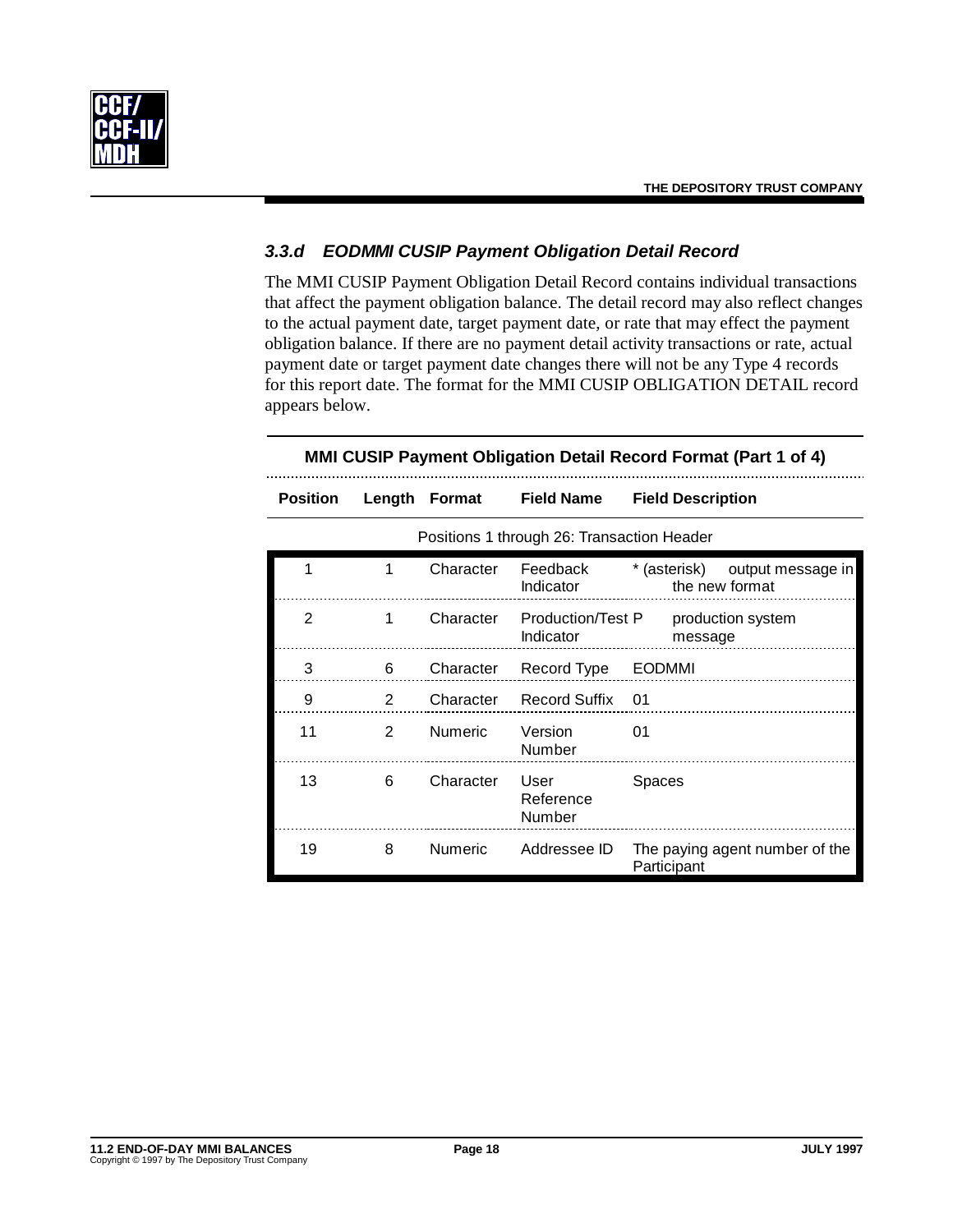### 3.3.d EODMMI CUSIP Payment Obligation Detail Record

The MMI CUSIP Payment Obligation Detail Record contains individual transactions that affect the payment obligation balance. The detail record may also reflect changes to the actual payment date, target payment date, or rate that may effect the payment obligation balance. If there are no payment detail activity transactions or rate, actual payment date or target payment date changes there will not be any Type 4 records for this report date. The format for the MMI CUSIP OBLIGATION DETAIL record appears below.

**MMI CUSIP Payment Obligation Detail Record Format (Part 1 of 4)**

| Position | Length | Format | Field Name | Field Description |
|---|---|---|---|---|
| | | | Positions 1 through 26: Transaction Header | |
| 1 | 1 | Character | Feedback Indicator | * (asterisk) output message in the new format |
| 2 | 1 | Character | Production/Test Indicator | P production system message |
| 3 | 6 | Character | Record Type | EODMMI |
| 9 | 2 | Character | Record Suffix | 01 |
| 11 | 2 | Numeric | Version Number | 01 |
| 13 | 6 | Character | User Reference Number | Spaces |
| 19 | 8 | Numeric | Addressee ID | The paying agent number of the Participant |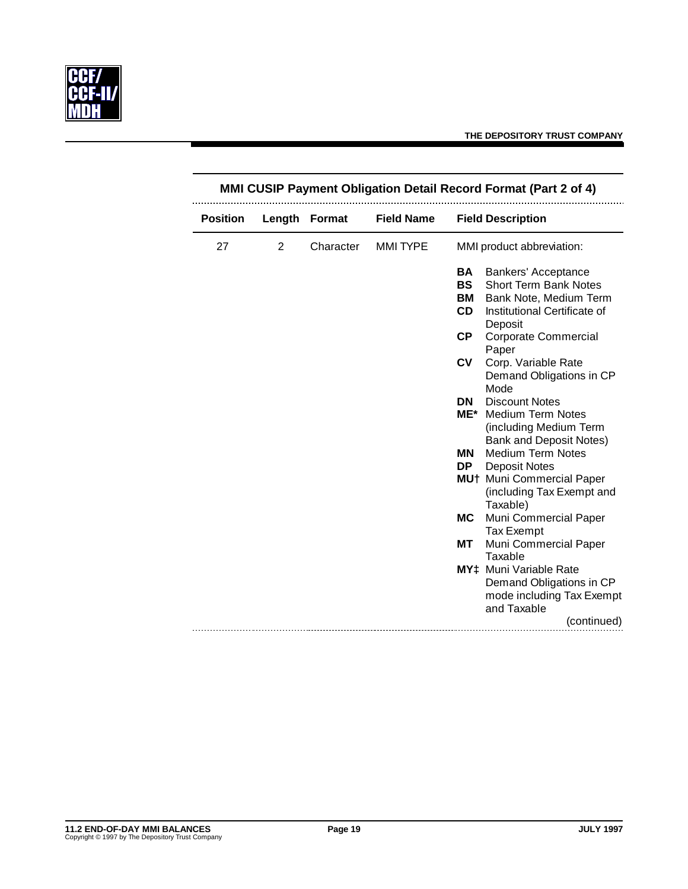## MMI CUSIP Payment Obligation Detail Record Format (Part 2 of 4)

| Position | Length | Format | Field Name | Field Description |
|---|---|---|---|---|
| 27 | 2 | Character | MMI TYPE | MMI product abbreviation:<br><br>**BA** Bankers' Acceptance<br>**BS** Short Term Bank Notes<br>**BM** Bank Note, Medium Term<br>**CD** Institutional Certificate of Deposit<br>**CP** Corporate Commercial Paper<br>**CV** Corp. Variable Rate Demand Obligations in CP Mode<br>**DN** Discount Notes<br>**ME*** Medium Term Notes (including Medium Term Bank and Deposit Notes)<br>**MN** Medium Term Notes<br>**DP** Deposit Notes<br>**MU†** Muni Commercial Paper (including Tax Exempt and Taxable)<br>**MC** Muni Commercial Paper Tax Exempt<br>**MT** Muni Commercial Paper Taxable<br>**MY‡** Muni Variable Rate Demand Obligations in CP mode including Tax Exempt and Taxable |

(continued)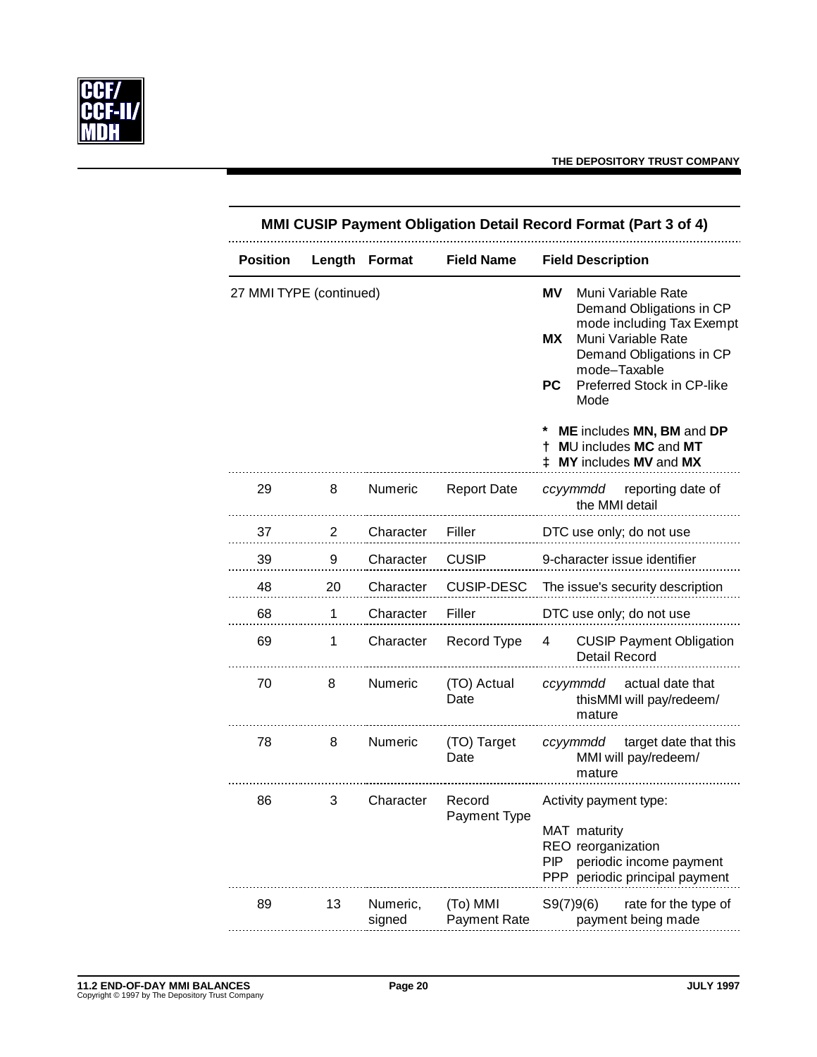## MMI CUSIP Payment Obligation Detail Record Format (Part 3 of 4)

| Position | Length | Format | Field Name | Field Description |
|---|---|---|---|---|
| 27 MMI TYPE (continued) | | | | **MV** Muni Variable Rate Demand Obligations in CP mode including Tax Exempt<br>**MX** Muni Variable Rate Demand Obligations in CP mode–Taxable<br>**PC** Preferred Stock in CP-like Mode<br><br>* **ME** includes **MN, BM** and **DP**<br>† **M**U includes **MC** and **MT**<br>‡ **MY** includes **MV** and **MX** |
| 29 | 8 | Numeric | Report Date | *ccyymmdd* reporting date of the MMI detail |
| 37 | 2 | Character | Filler | DTC use only; do not use |
| 39 | 9 | Character | CUSIP | 9-character issue identifier |
| 48 | 20 | Character | CUSIP-DESC | The issue's security description |
| 68 | 1 | Character | Filler | DTC use only; do not use |
| 69 | 1 | Character | Record Type | 4 CUSIP Payment Obligation Detail Record |
| 70 | 8 | Numeric | (TO) Actual Date | *ccyymmdd* actual date that thisMMI will pay/redeem/ mature |
| 78 | 8 | Numeric | (TO) Target Date | *ccyymmdd* target date that this MMI will pay/redeem/ mature |
| 86 | 3 | Character | Record Payment Type | Activity payment type:<br><br>MAT maturity<br>REO reorganization<br>PIP periodic income payment<br>PPP periodic principal payment |
| 89 | 13 | Numeric, signed | (To) MMI Payment Rate | S9(7)9(6) rate for the type of payment being made |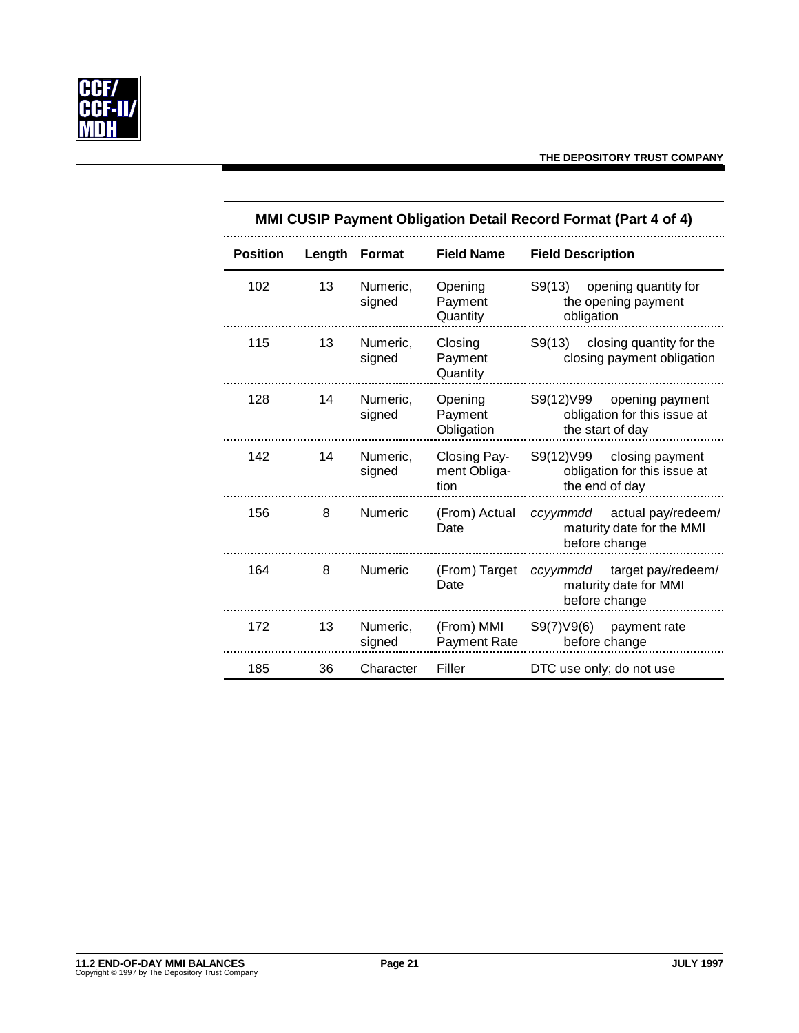## MMI CUSIP Payment Obligation Detail Record Format (Part 4 of 4)

| Position | Length | Format | Field Name | Field Description |
|---|---|---|---|---|
| 102 | 13 | Numeric, signed | Opening Payment Quantity | S9(13) opening quantity for the opening payment obligation |
| 115 | 13 | Numeric, signed | Closing Payment Quantity | S9(13) closing quantity for the closing payment obligation |
| 128 | 14 | Numeric, signed | Opening Payment Obligation | S9(12)V99 opening payment obligation for this issue at the start of day |
| 142 | 14 | Numeric, signed | Closing Payment Obligation | S9(12)V99 closing payment obligation for this issue at the end of day |
| 156 | 8 | Numeric | (From) Actual Date | *ccyymmdd* actual pay/redeem/ maturity date for the MMI before change |
| 164 | 8 | Numeric | (From) Target Date | *ccyymmdd* target pay/redeem/ maturity date for MMI before change |
| 172 | 13 | Numeric, signed | (From) MMI Payment Rate | S9(7)V9(6) payment rate before change |
| 185 | 36 | Character | Filler | DTC use only; do not use |